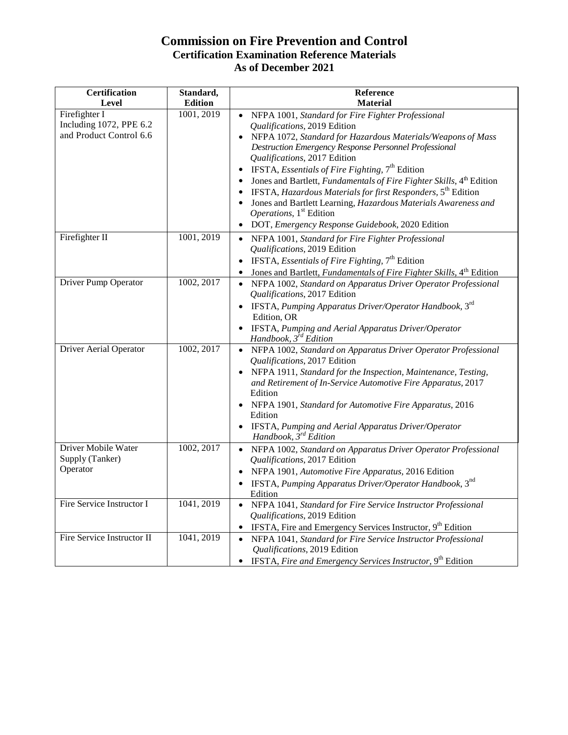# Commission on Fire Prevention and Control

## Certification Examination Reference Materials

## As of December 2021

| Certification Level | Standard, Edition | Reference Material |
|---|---|---|
| Firefighter I Including 1072, PPE 6.2 and Product Control 6.6 | 1001, 2019 | • NFPA 1001, *Standard for Fire Fighter Professional Qualifications*, 2019 Edition<br>• NFPA 1072, *Standard for Hazardous Materials/Weapons of Mass Destruction Emergency Response Personnel Professional Qualifications*, 2017 Edition<br>• IFSTA, *Essentials of Fire Fighting*, 7th Edition<br>• Jones and Bartlett, *Fundamentals of Fire Fighter Skills*, 4th Edition<br>• IFSTA, *Hazardous Materials for first Responders*, 5th Edition<br>• Jones and Bartlett Learning, *Hazardous Materials Awareness and Operations*, 1st Edition<br>• DOT, *Emergency Response Guidebook*, 2020 Edition |
| Firefighter II | 1001, 2019 | • NFPA 1001, *Standard for Fire Fighter Professional Qualifications*, 2019 Edition<br>• IFSTA, *Essentials of Fire Fighting*, 7th Edition<br>• Jones and Bartlett, *Fundamentals of Fire Fighter Skills*, 4th Edition |
| Driver Pump Operator | 1002, 2017 | • NFPA 1002, *Standard on Apparatus Driver Operator Professional Qualifications*, 2017 Edition<br>• IFSTA, *Pumping Apparatus Driver/Operator Handbook*, 3rd Edition, OR<br>• IFSTA, *Pumping and Aerial Apparatus Driver/Operator Handbook, 3rd Edition* |
| Driver Aerial Operator | 1002, 2017 | • NFPA 1002, *Standard on Apparatus Driver Operator Professional Qualifications*, 2017 Edition<br>• NFPA 1911, *Standard for the Inspection, Maintenance, Testing, and Retirement of In-Service Automotive Fire Apparatus*, 2017 Edition<br>• NFPA 1901, *Standard for Automotive Fire Apparatus*, 2016 Edition<br>• IFSTA, *Pumping and Aerial Apparatus Driver/Operator Handbook, 3rd Edition* |
| Driver Mobile Water Supply (Tanker) Operator | 1002, 2017 | • NFPA 1002, *Standard on Apparatus Driver Operator Professional Qualifications*, 2017 Edition<br>• NFPA 1901, *Automotive Fire Apparatus*, 2016 Edition<br>• IFSTA, *Pumping Apparatus Driver/Operator Handbook*, 3nd Edition |
| Fire Service Instructor I | 1041, 2019 | • NFPA 1041, *Standard for Fire Service Instructor Professional Qualifications*, 2019 Edition<br>• IFSTA, Fire and Emergency Services Instructor, 9th Edition |
| Fire Service Instructor II | 1041, 2019 | • NFPA 1041, *Standard for Fire Service Instructor Professional Qualifications*, 2019 Edition<br>• IFSTA, *Fire and Emergency Services Instructor*, 9th Edition |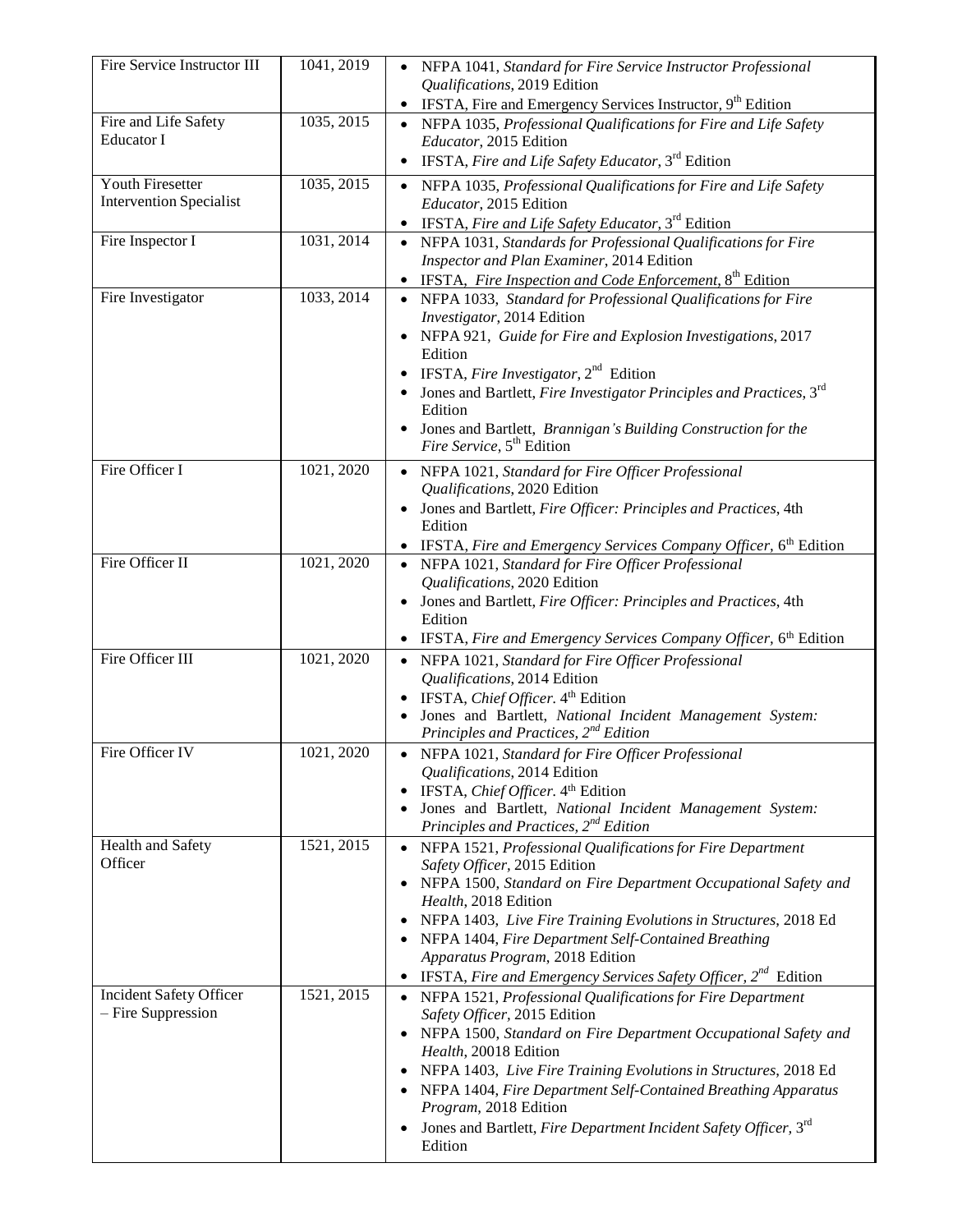| | | |
|---|---|---|
| Fire Service Instructor III | 1041, 2019 | • NFPA 1041, *Standard for Fire Service Instructor Professional Qualifications*, 2019 Edition<br>• IFSTA, Fire and Emergency Services Instructor, 9th Edition |
| Fire and Life Safety Educator I | 1035, 2015 | • NFPA 1035, *Professional Qualifications for Fire and Life Safety Educator*, 2015 Edition<br>• IFSTA, *Fire and Life Safety Educator*, 3rd Edition |
| Youth Firesetter Intervention Specialist | 1035, 2015 | • NFPA 1035, *Professional Qualifications for Fire and Life Safety Educator*, 2015 Edition<br>• IFSTA, *Fire and Life Safety Educator*, 3rd Edition |
| Fire Inspector I | 1031, 2014 | • NFPA 1031, *Standards for Professional Qualifications for Fire Inspector and Plan Examiner*, 2014 Edition<br>• IFSTA, *Fire Inspection and Code Enforcement*, 8th Edition |
| Fire Investigator | 1033, 2014 | • NFPA 1033, *Standard for Professional Qualifications for Fire Investigator*, 2014 Edition<br>• NFPA 921, *Guide for Fire and Explosion Investigations*, 2017 Edition<br>• IFSTA, *Fire Investigator*, 2nd Edition<br>• Jones and Bartlett, *Fire Investigator Principles and Practices*, 3rd Edition<br>• Jones and Bartlett, *Brannigan's Building Construction for the Fire Service*, 5th Edition |
| Fire Officer I | 1021, 2020 | • NFPA 1021, *Standard for Fire Officer Professional Qualifications*, 2020 Edition<br>• Jones and Bartlett, *Fire Officer: Principles and Practices*, 4th Edition<br>• IFSTA, *Fire and Emergency Services Company Officer*, 6th Edition |
| Fire Officer II | 1021, 2020 | • NFPA 1021, *Standard for Fire Officer Professional Qualifications*, 2020 Edition<br>• Jones and Bartlett, *Fire Officer: Principles and Practices*, 4th Edition<br>• IFSTA, *Fire and Emergency Services Company Officer*, 6th Edition |
| Fire Officer III | 1021, 2020 | • NFPA 1021, *Standard for Fire Officer Professional Qualifications*, 2014 Edition<br>• IFSTA, *Chief Officer*. 4th Edition<br>• Jones and Bartlett, *National Incident Management System: Principles and Practices, 2nd Edition* |
| Fire Officer IV | 1021, 2020 | • NFPA 1021, *Standard for Fire Officer Professional Qualifications*, 2014 Edition<br>• IFSTA, *Chief Officer*. 4th Edition<br>• Jones and Bartlett, *National Incident Management System: Principles and Practices, 2nd Edition* |
| Health and Safety Officer | 1521, 2015 | • NFPA 1521, *Professional Qualifications for Fire Department Safety Officer*, 2015 Edition<br>• NFPA 1500, *Standard on Fire Department Occupational Safety and Health*, 2018 Edition<br>• NFPA 1403, *Live Fire Training Evolutions in Structures*, 2018 Ed<br>• NFPA 1404, *Fire Department Self-Contained Breathing Apparatus Program*, 2018 Edition<br>• IFSTA, *Fire and Emergency Services Safety Officer, 2nd* Edition |
| Incident Safety Officer – Fire Suppression | 1521, 2015 | • NFPA 1521, *Professional Qualifications for Fire Department Safety Officer*, 2015 Edition<br>• NFPA 1500, *Standard on Fire Department Occupational Safety and Health*, 20018 Edition<br>• NFPA 1403, *Live Fire Training Evolutions in Structures*, 2018 Ed<br>• NFPA 1404, *Fire Department Self-Contained Breathing Apparatus Program*, 2018 Edition<br>• Jones and Bartlett, *Fire Department Incident Safety Officer*, 3rd Edition |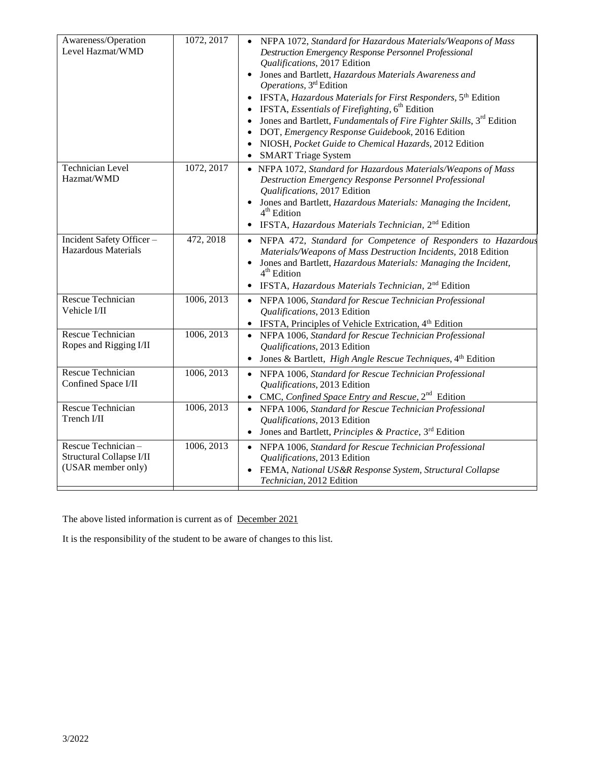| | | |
|---|---|---|
| Awareness/Operation Level Hazmat/WMD | 1072, 2017 | • NFPA 1072, *Standard for Hazardous Materials/Weapons of Mass Destruction Emergency Response Personnel Professional Qualifications*, 2017 Edition<br>• Jones and Bartlett, *Hazardous Materials Awareness and Operations*, 3rd Edition<br>• IFSTA, *Hazardous Materials for First Responders*, 5th Edition<br>• IFSTA, *Essentials of Firefighting*, 6th Edition<br>• Jones and Bartlett, *Fundamentals of Fire Fighter Skills*, 3rd Edition<br>• DOT, *Emergency Response Guidebook*, 2016 Edition<br>• NIOSH, *Pocket Guide to Chemical Hazards*, 2012 Edition<br>• SMART Triage System |
| Technician Level Hazmat/WMD | 1072, 2017 | • NFPA 1072, *Standard for Hazardous Materials/Weapons of Mass Destruction Emergency Response Personnel Professional Qualifications*, 2017 Edition<br>• Jones and Bartlett, *Hazardous Materials: Managing the Incident*, 4th Edition<br>• IFSTA, *Hazardous Materials Technician*, 2nd Edition |
| Incident Safety Officer – Hazardous Materials | 472, 2018 | • NFPA 472, *Standard for Competence of Responders to Hazardous Materials/Weapons of Mass Destruction Incidents*, 2018 Edition<br>• Jones and Bartlett, *Hazardous Materials: Managing the Incident*, 4th Edition<br>• IFSTA, *Hazardous Materials Technician*, 2nd Edition |
| Rescue Technician Vehicle I/II | 1006, 2013 | • NFPA 1006, *Standard for Rescue Technician Professional Qualifications*, 2013 Edition<br>• IFSTA, Principles of Vehicle Extrication, 4th Edition |
| Rescue Technician Ropes and Rigging I/II | 1006, 2013 | • NFPA 1006, *Standard for Rescue Technician Professional Qualifications*, 2013 Edition<br>• Jones & Bartlett, *High Angle Rescue Techniques*, 4th Edition |
| Rescue Technician Confined Space I/II | 1006, 2013 | • NFPA 1006, *Standard for Rescue Technician Professional Qualifications*, 2013 Edition<br>• CMC, *Confined Space Entry and Rescue*, 2nd Edition |
| Rescue Technician Trench I/II | 1006, 2013 | • NFPA 1006, *Standard for Rescue Technician Professional Qualifications*, 2013 Edition<br>• Jones and Bartlett, *Principles & Practice*, 3rd Edition |
| Rescue Technician – Structural Collapse I/II (USAR member only) | 1006, 2013 | • NFPA 1006, *Standard for Rescue Technician Professional Qualifications*, 2013 Edition<br>• FEMA, *National US&R Response System, Structural Collapse Technician*, 2012 Edition |

The above listed information is current as of December 2021

It is the responsibility of the student to be aware of changes to this list.

3/2022